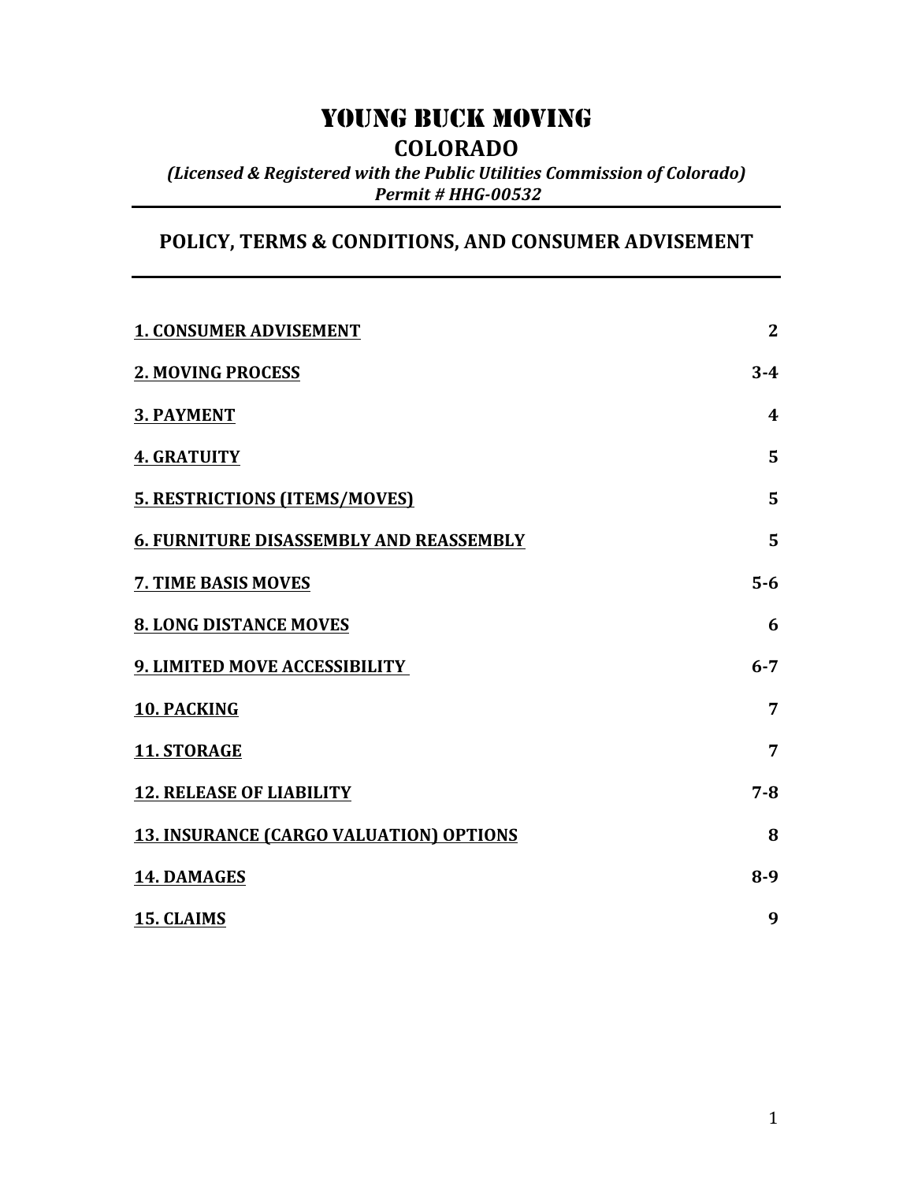# YOUNG BUCK MOVING

## COLORADO

***(Licensed & Registered with the Public Utilities Commission of Colorado)***
***Permit # HHG-00532***

---

## POLICY, TERMS & CONDITIONS, AND CONSUMER ADVISEMENT

---

| | |
|---|---|
| **1. CONSUMER ADVISEMENT** | **2** |
| **2. MOVING PROCESS** | **3-4** |
| **3. PAYMENT** | **4** |
| **4. GRATUITY** | **5** |
| **5. RESTRICTIONS (ITEMS/MOVES)** | **5** |
| **6. FURNITURE DISASSEMBLY AND REASSEMBLY** | **5** |
| **7. TIME BASIS MOVES** | **5-6** |
| **8. LONG DISTANCE MOVES** | **6** |
| **9. LIMITED MOVE ACCESSIBILITY** | **6-7** |
| **10. PACKING** | **7** |
| **11. STORAGE** | **7** |
| **12. RELEASE OF LIABILITY** | **7-8** |
| **13. INSURANCE (CARGO VALUATION) OPTIONS** | **8** |
| **14. DAMAGES** | **8-9** |
| **15. CLAIMS** | **9** |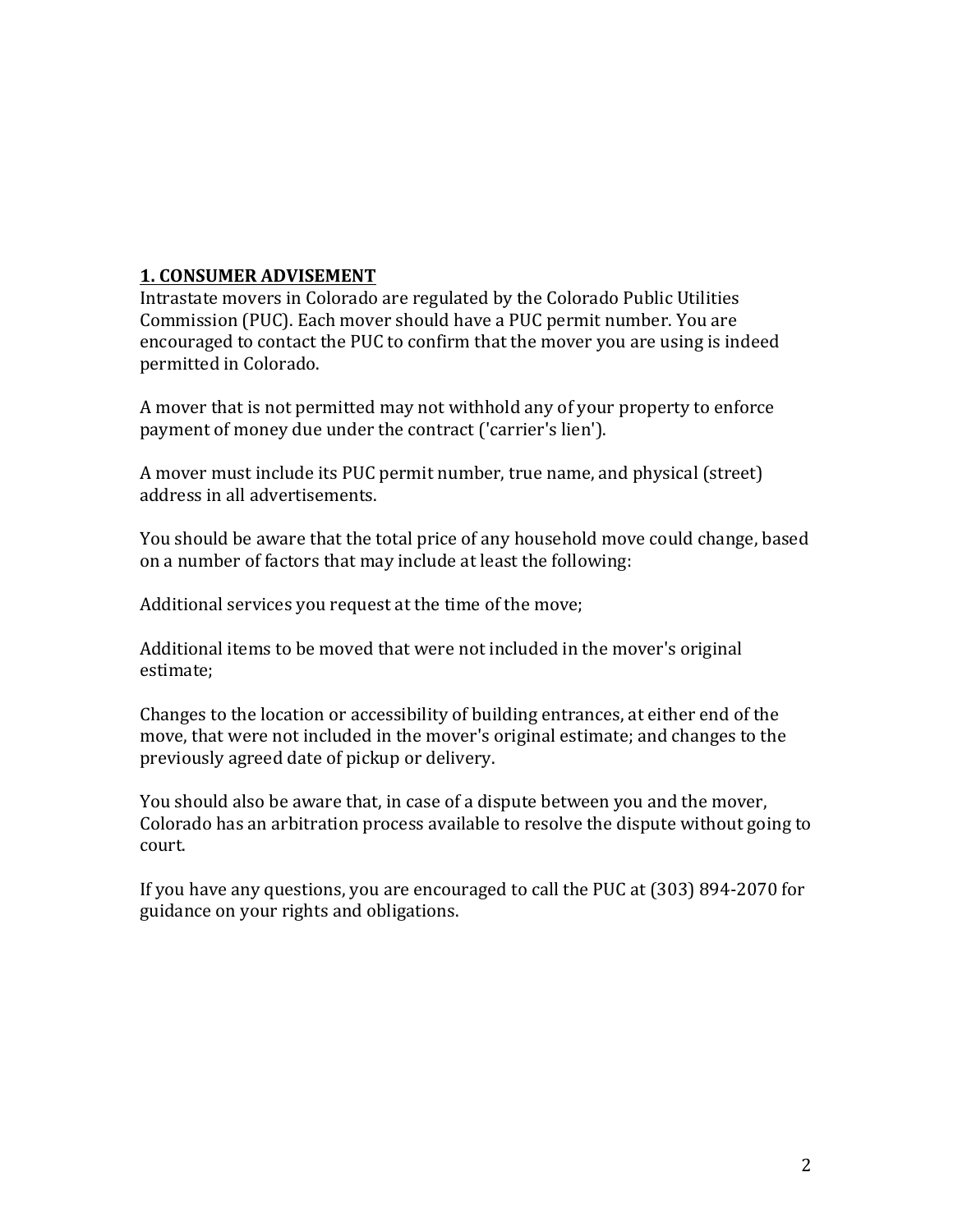## 1. CONSUMER ADVISEMENT

Intrastate movers in Colorado are regulated by the Colorado Public Utilities Commission (PUC). Each mover should have a PUC permit number. You are encouraged to contact the PUC to confirm that the mover you are using is indeed permitted in Colorado.

A mover that is not permitted may not withhold any of your property to enforce payment of money due under the contract ('carrier's lien').

A mover must include its PUC permit number, true name, and physical (street) address in all advertisements.

You should be aware that the total price of any household move could change, based on a number of factors that may include at least the following:

Additional services you request at the time of the move;

Additional items to be moved that were not included in the mover's original estimate;

Changes to the location or accessibility of building entrances, at either end of the move, that were not included in the mover's original estimate; and changes to the previously agreed date of pickup or delivery.

You should also be aware that, in case of a dispute between you and the mover, Colorado has an arbitration process available to resolve the dispute without going to court.

If you have any questions, you are encouraged to call the PUC at (303) 894-2070 for guidance on your rights and obligations.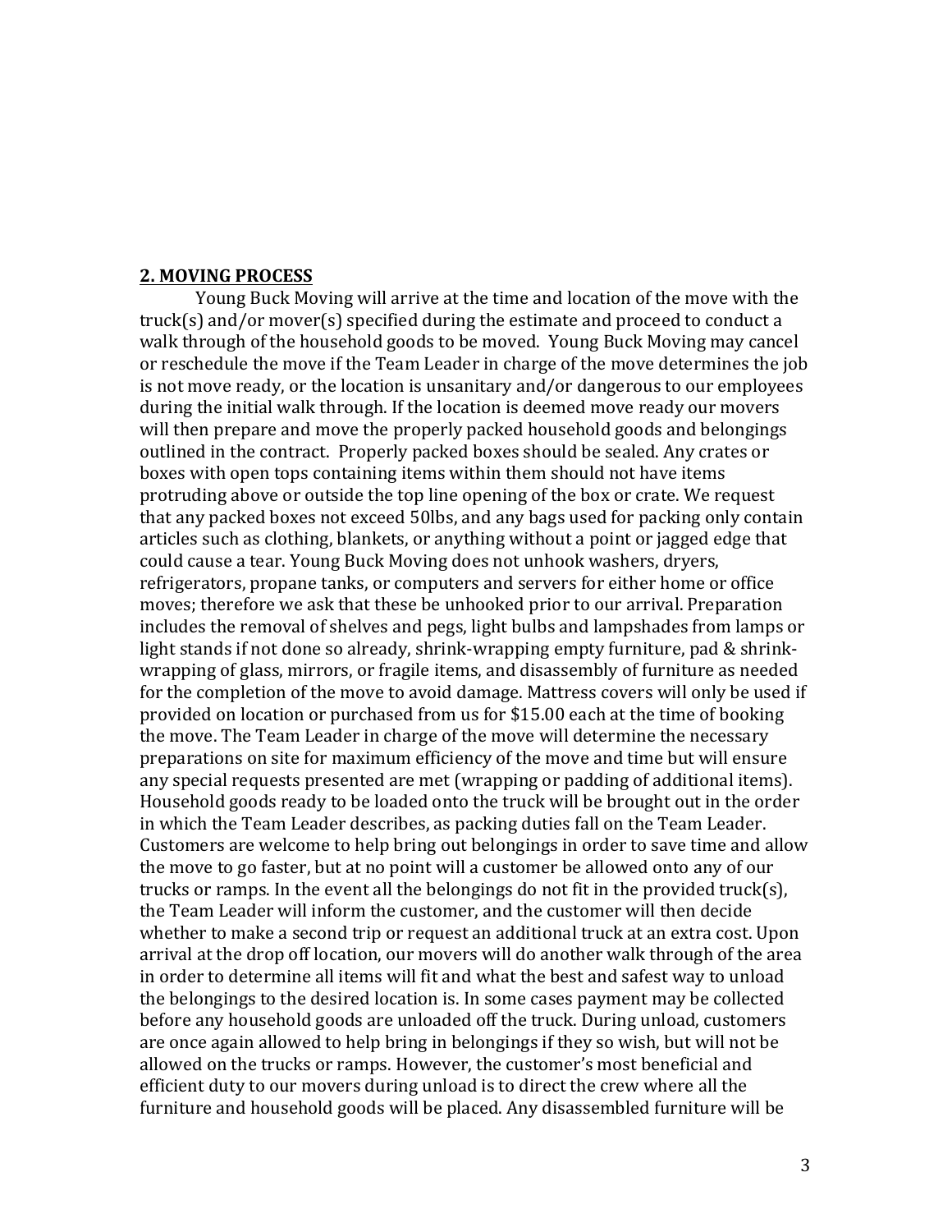## 2. MOVING PROCESS

Young Buck Moving will arrive at the time and location of the move with the truck(s) and/or mover(s) specified during the estimate and proceed to conduct a walk through of the household goods to be moved. Young Buck Moving may cancel or reschedule the move if the Team Leader in charge of the move determines the job is not move ready, or the location is unsanitary and/or dangerous to our employees during the initial walk through. If the location is deemed move ready our movers will then prepare and move the properly packed household goods and belongings outlined in the contract. Properly packed boxes should be sealed. Any crates or boxes with open tops containing items within them should not have items protruding above or outside the top line opening of the box or crate. We request that any packed boxes not exceed 50lbs, and any bags used for packing only contain articles such as clothing, blankets, or anything without a point or jagged edge that could cause a tear. Young Buck Moving does not unhook washers, dryers, refrigerators, propane tanks, or computers and servers for either home or office moves; therefore we ask that these be unhooked prior to our arrival. Preparation includes the removal of shelves and pegs, light bulbs and lampshades from lamps or light stands if not done so already, shrink-wrapping empty furniture, pad & shrink-wrapping of glass, mirrors, or fragile items, and disassembly of furniture as needed for the completion of the move to avoid damage. Mattress covers will only be used if provided on location or purchased from us for $15.00 each at the time of booking the move. The Team Leader in charge of the move will determine the necessary preparations on site for maximum efficiency of the move and time but will ensure any special requests presented are met (wrapping or padding of additional items). Household goods ready to be loaded onto the truck will be brought out in the order in which the Team Leader describes, as packing duties fall on the Team Leader. Customers are welcome to help bring out belongings in order to save time and allow the move to go faster, but at no point will a customer be allowed onto any of our trucks or ramps. In the event all the belongings do not fit in the provided truck(s), the Team Leader will inform the customer, and the customer will then decide whether to make a second trip or request an additional truck at an extra cost. Upon arrival at the drop off location, our movers will do another walk through of the area in order to determine all items will fit and what the best and safest way to unload the belongings to the desired location is. In some cases payment may be collected before any household goods are unloaded off the truck. During unload, customers are once again allowed to help bring in belongings if they so wish, but will not be allowed on the trucks or ramps. However, the customer's most beneficial and efficient duty to our movers during unload is to direct the crew where all the furniture and household goods will be placed. Any disassembled furniture will be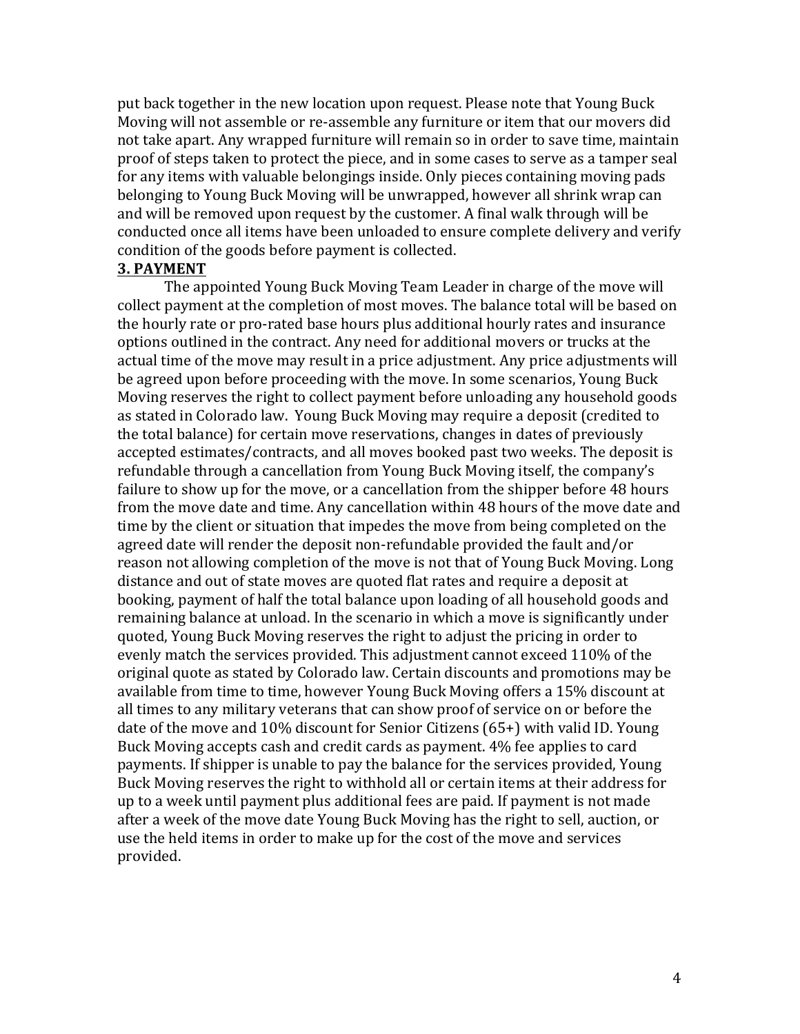put back together in the new location upon request. Please note that Young Buck Moving will not assemble or re-assemble any furniture or item that our movers did not take apart. Any wrapped furniture will remain so in order to save time, maintain proof of steps taken to protect the piece, and in some cases to serve as a tamper seal for any items with valuable belongings inside. Only pieces containing moving pads belonging to Young Buck Moving will be unwrapped, however all shrink wrap can and will be removed upon request by the customer. A final walk through will be conducted once all items have been unloaded to ensure complete delivery and verify condition of the goods before payment is collected.

**3. PAYMENT**

The appointed Young Buck Moving Team Leader in charge of the move will collect payment at the completion of most moves. The balance total will be based on the hourly rate or pro-rated base hours plus additional hourly rates and insurance options outlined in the contract. Any need for additional movers or trucks at the actual time of the move may result in a price adjustment. Any price adjustments will be agreed upon before proceeding with the move. In some scenarios, Young Buck Moving reserves the right to collect payment before unloading any household goods as stated in Colorado law. Young Buck Moving may require a deposit (credited to the total balance) for certain move reservations, changes in dates of previously accepted estimates/contracts, and all moves booked past two weeks. The deposit is refundable through a cancellation from Young Buck Moving itself, the company's failure to show up for the move, or a cancellation from the shipper before 48 hours from the move date and time. Any cancellation within 48 hours of the move date and time by the client or situation that impedes the move from being completed on the agreed date will render the deposit non-refundable provided the fault and/or reason not allowing completion of the move is not that of Young Buck Moving. Long distance and out of state moves are quoted flat rates and require a deposit at booking, payment of half the total balance upon loading of all household goods and remaining balance at unload. In the scenario in which a move is significantly under quoted, Young Buck Moving reserves the right to adjust the pricing in order to evenly match the services provided. This adjustment cannot exceed 110% of the original quote as stated by Colorado law. Certain discounts and promotions may be available from time to time, however Young Buck Moving offers a 15% discount at all times to any military veterans that can show proof of service on or before the date of the move and 10% discount for Senior Citizens (65+) with valid ID. Young Buck Moving accepts cash and credit cards as payment. 4% fee applies to card payments. If shipper is unable to pay the balance for the services provided, Young Buck Moving reserves the right to withhold all or certain items at their address for up to a week until payment plus additional fees are paid. If payment is not made after a week of the move date Young Buck Moving has the right to sell, auction, or use the held items in order to make up for the cost of the move and services provided.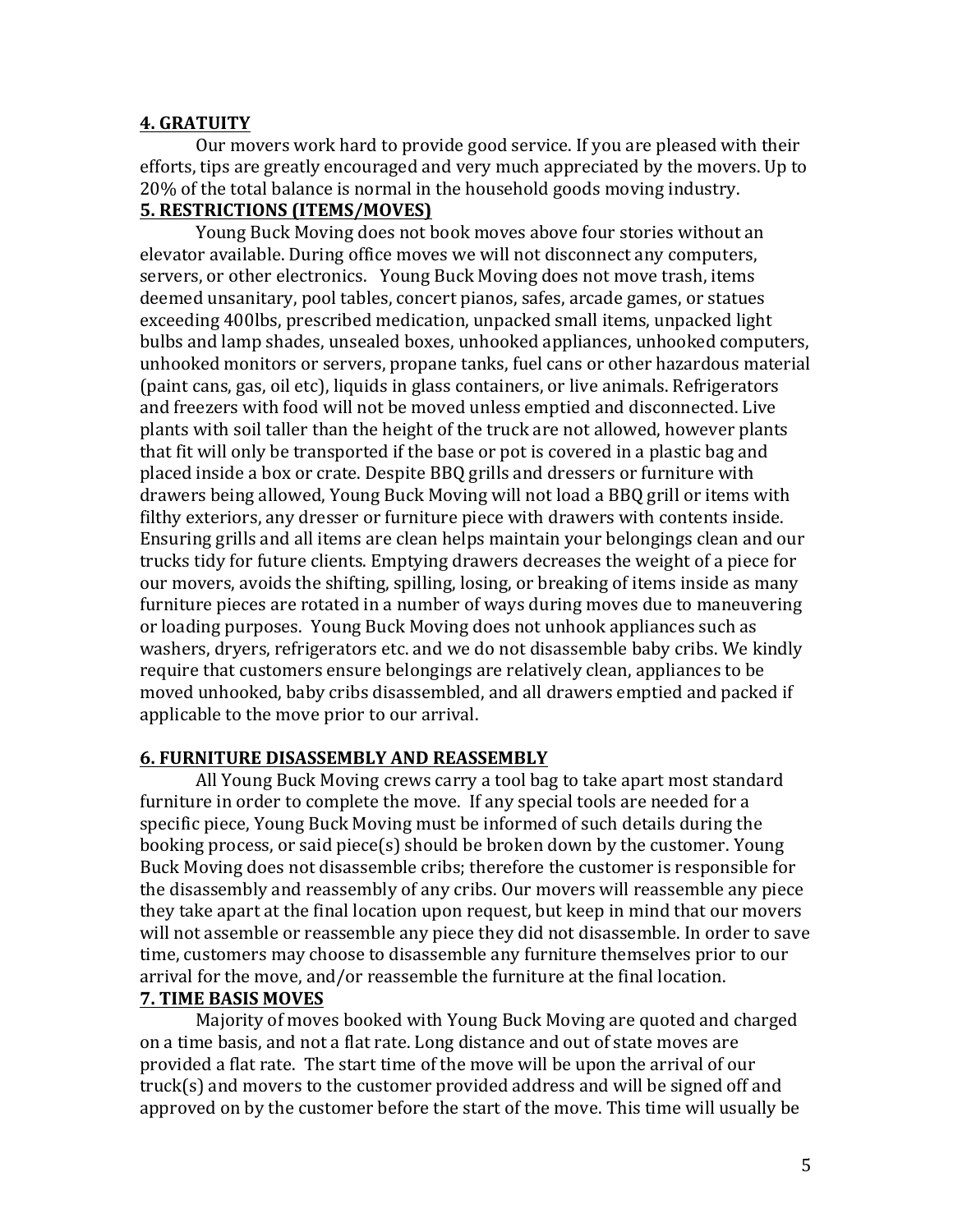## 4. GRATUITY

Our movers work hard to provide good service. If you are pleased with their efforts, tips are greatly encouraged and very much appreciated by the movers. Up to 20% of the total balance is normal in the household goods moving industry.

## 5. RESTRICTIONS (ITEMS/MOVES)

Young Buck Moving does not book moves above four stories without an elevator available. During office moves we will not disconnect any computers, servers, or other electronics. Young Buck Moving does not move trash, items deemed unsanitary, pool tables, concert pianos, safes, arcade games, or statues exceeding 400lbs, prescribed medication, unpacked small items, unpacked light bulbs and lamp shades, unsealed boxes, unhooked appliances, unhooked computers, unhooked monitors or servers, propane tanks, fuel cans or other hazardous material (paint cans, gas, oil etc), liquids in glass containers, or live animals. Refrigerators and freezers with food will not be moved unless emptied and disconnected. Live plants with soil taller than the height of the truck are not allowed, however plants that fit will only be transported if the base or pot is covered in a plastic bag and placed inside a box or crate. Despite BBQ grills and dressers or furniture with drawers being allowed, Young Buck Moving will not load a BBQ grill or items with filthy exteriors, any dresser or furniture piece with drawers with contents inside. Ensuring grills and all items are clean helps maintain your belongings clean and our trucks tidy for future clients. Emptying drawers decreases the weight of a piece for our movers, avoids the shifting, spilling, losing, or breaking of items inside as many furniture pieces are rotated in a number of ways during moves due to maneuvering or loading purposes. Young Buck Moving does not unhook appliances such as washers, dryers, refrigerators etc. and we do not disassemble baby cribs. We kindly require that customers ensure belongings are relatively clean, appliances to be moved unhooked, baby cribs disassembled, and all drawers emptied and packed if applicable to the move prior to our arrival.

## 6. FURNITURE DISASSEMBLY AND REASSEMBLY

All Young Buck Moving crews carry a tool bag to take apart most standard furniture in order to complete the move. If any special tools are needed for a specific piece, Young Buck Moving must be informed of such details during the booking process, or said piece(s) should be broken down by the customer. Young Buck Moving does not disassemble cribs; therefore the customer is responsible for the disassembly and reassembly of any cribs. Our movers will reassemble any piece they take apart at the final location upon request, but keep in mind that our movers will not assemble or reassemble any piece they did not disassemble. In order to save time, customers may choose to disassemble any furniture themselves prior to our arrival for the move, and/or reassemble the furniture at the final location.

## 7. TIME BASIS MOVES

Majority of moves booked with Young Buck Moving are quoted and charged on a time basis, and not a flat rate. Long distance and out of state moves are provided a flat rate. The start time of the move will be upon the arrival of our truck(s) and movers to the customer provided address and will be signed off and approved on by the customer before the start of the move. This time will usually be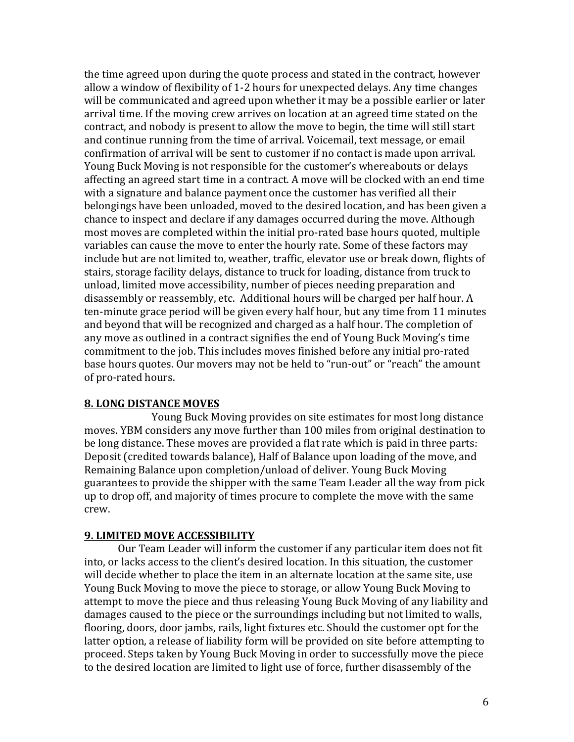the time agreed upon during the quote process and stated in the contract, however allow a window of flexibility of 1-2 hours for unexpected delays. Any time changes will be communicated and agreed upon whether it may be a possible earlier or later arrival time. If the moving crew arrives on location at an agreed time stated on the contract, and nobody is present to allow the move to begin, the time will still start and continue running from the time of arrival. Voicemail, text message, or email confirmation of arrival will be sent to customer if no contact is made upon arrival. Young Buck Moving is not responsible for the customer's whereabouts or delays affecting an agreed start time in a contract. A move will be clocked with an end time with a signature and balance payment once the customer has verified all their belongings have been unloaded, moved to the desired location, and has been given a chance to inspect and declare if any damages occurred during the move. Although most moves are completed within the initial pro-rated base hours quoted, multiple variables can cause the move to enter the hourly rate. Some of these factors may include but are not limited to, weather, traffic, elevator use or break down, flights of stairs, storage facility delays, distance to truck for loading, distance from truck to unload, limited move accessibility, number of pieces needing preparation and disassembly or reassembly, etc. Additional hours will be charged per half hour. A ten-minute grace period will be given every half hour, but any time from 11 minutes and beyond that will be recognized and charged as a half hour. The completion of any move as outlined in a contract signifies the end of Young Buck Moving's time commitment to the job. This includes moves finished before any initial pro-rated base hours quotes. Our movers may not be held to "run-out" or "reach" the amount of pro-rated hours.

## 8. LONG DISTANCE MOVES

Young Buck Moving provides on site estimates for most long distance moves. YBM considers any move further than 100 miles from original destination to be long distance. These moves are provided a flat rate which is paid in three parts: Deposit (credited towards balance), Half of Balance upon loading of the move, and Remaining Balance upon completion/unload of deliver. Young Buck Moving guarantees to provide the shipper with the same Team Leader all the way from pick up to drop off, and majority of times procure to complete the move with the same crew.

## 9. LIMITED MOVE ACCESSIBILITY

Our Team Leader will inform the customer if any particular item does not fit into, or lacks access to the client's desired location. In this situation, the customer will decide whether to place the item in an alternate location at the same site, use Young Buck Moving to move the piece to storage, or allow Young Buck Moving to attempt to move the piece and thus releasing Young Buck Moving of any liability and damages caused to the piece or the surroundings including but not limited to walls, flooring, doors, door jambs, rails, light fixtures etc. Should the customer opt for the latter option, a release of liability form will be provided on site before attempting to proceed. Steps taken by Young Buck Moving in order to successfully move the piece to the desired location are limited to light use of force, further disassembly of the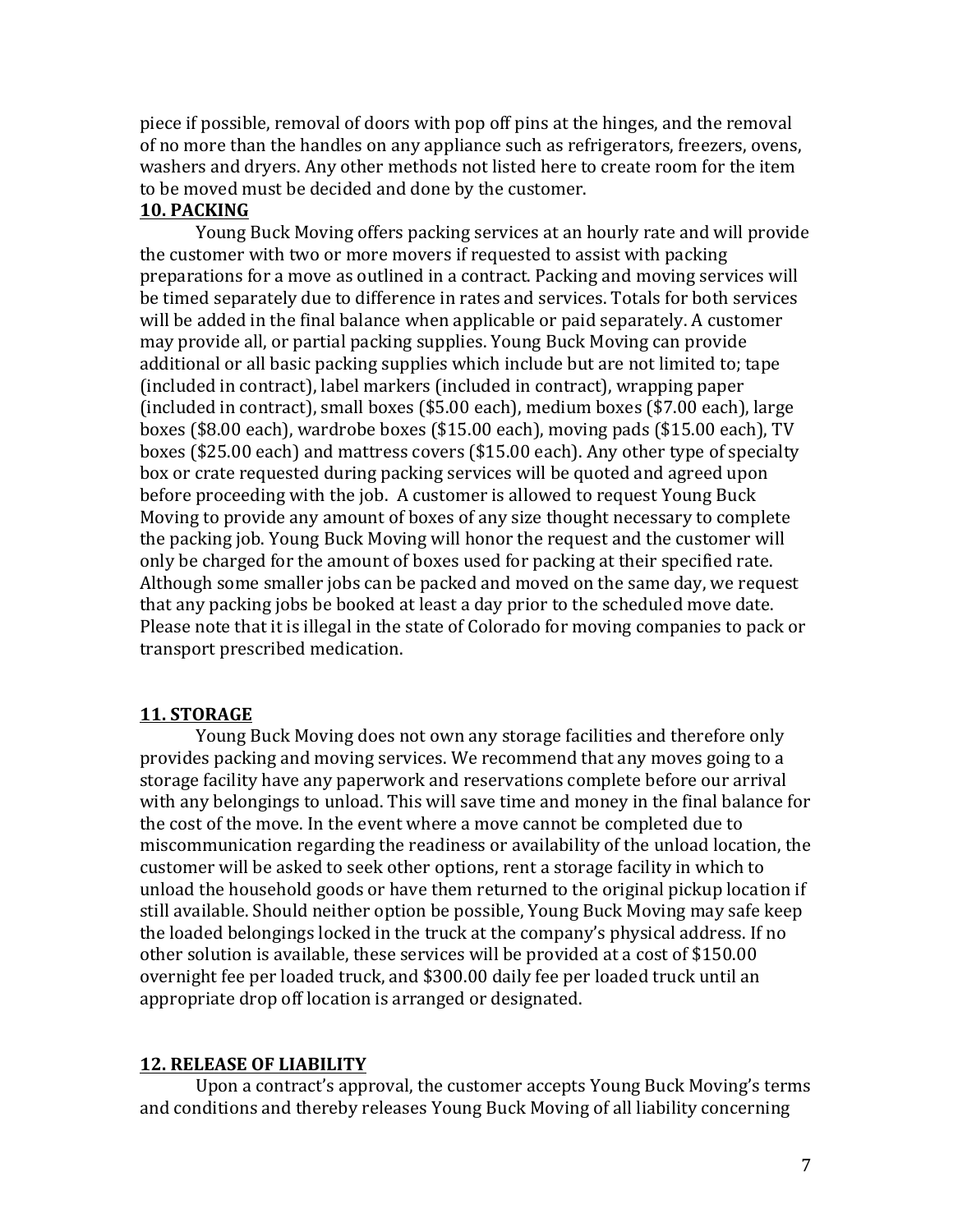piece if possible, removal of doors with pop off pins at the hinges, and the removal of no more than the handles on any appliance such as refrigerators, freezers, ovens, washers and dryers. Any other methods not listed here to create room for the item to be moved must be decided and done by the customer.

**10. PACKING**

Young Buck Moving offers packing services at an hourly rate and will provide the customer with two or more movers if requested to assist with packing preparations for a move as outlined in a contract. Packing and moving services will be timed separately due to difference in rates and services. Totals for both services will be added in the final balance when applicable or paid separately. A customer may provide all, or partial packing supplies. Young Buck Moving can provide additional or all basic packing supplies which include but are not limited to; tape (included in contract), label markers (included in contract), wrapping paper (included in contract), small boxes ($5.00 each), medium boxes ($7.00 each), large boxes ($8.00 each), wardrobe boxes ($15.00 each), moving pads ($15.00 each), TV boxes ($25.00 each) and mattress covers ($15.00 each). Any other type of specialty box or crate requested during packing services will be quoted and agreed upon before proceeding with the job. A customer is allowed to request Young Buck Moving to provide any amount of boxes of any size thought necessary to complete the packing job. Young Buck Moving will honor the request and the customer will only be charged for the amount of boxes used for packing at their specified rate. Although some smaller jobs can be packed and moved on the same day, we request that any packing jobs be booked at least a day prior to the scheduled move date. Please note that it is illegal in the state of Colorado for moving companies to pack or transport prescribed medication.

**11. STORAGE**

Young Buck Moving does not own any storage facilities and therefore only provides packing and moving services. We recommend that any moves going to a storage facility have any paperwork and reservations complete before our arrival with any belongings to unload. This will save time and money in the final balance for the cost of the move. In the event where a move cannot be completed due to miscommunication regarding the readiness or availability of the unload location, the customer will be asked to seek other options, rent a storage facility in which to unload the household goods or have them returned to the original pickup location if still available. Should neither option be possible, Young Buck Moving may safe keep the loaded belongings locked in the truck at the company's physical address. If no other solution is available, these services will be provided at a cost of $150.00 overnight fee per loaded truck, and $300.00 daily fee per loaded truck until an appropriate drop off location is arranged or designated.

**12. RELEASE OF LIABILITY**

Upon a contract's approval, the customer accepts Young Buck Moving's terms and conditions and thereby releases Young Buck Moving of all liability concerning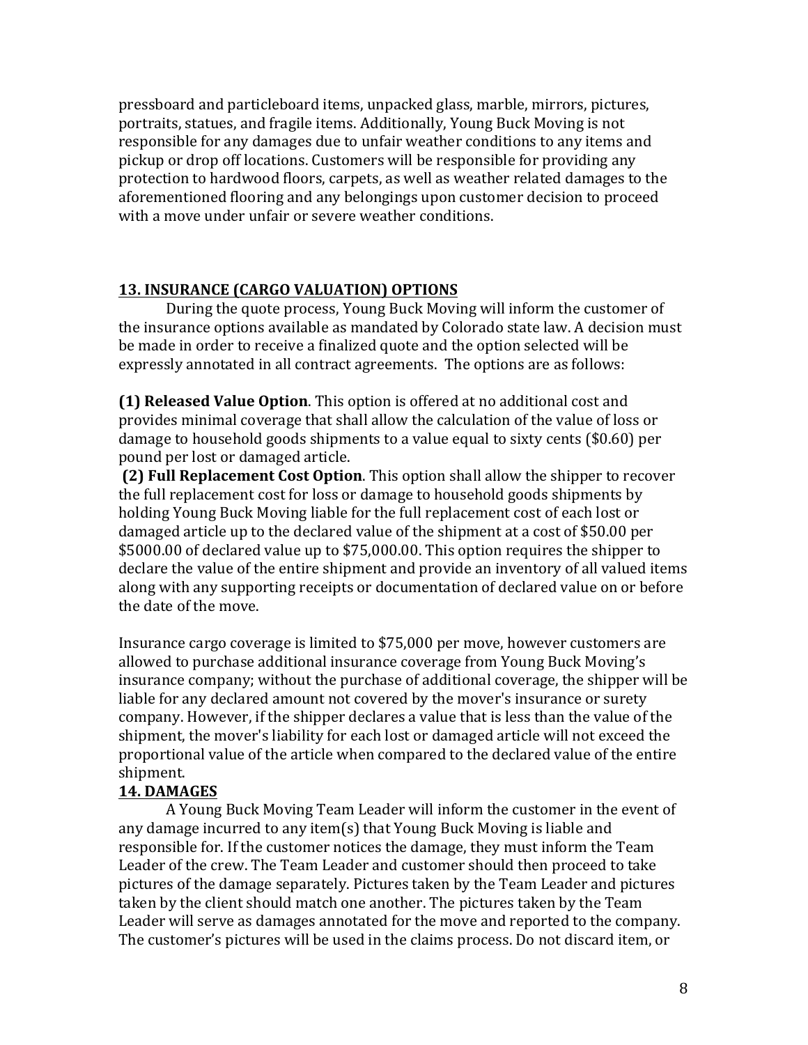pressboard and particleboard items, unpacked glass, marble, mirrors, pictures, portraits, statues, and fragile items. Additionally, Young Buck Moving is not responsible for any damages due to unfair weather conditions to any items and pickup or drop off locations. Customers will be responsible for providing any protection to hardwood floors, carpets, as well as weather related damages to the aforementioned flooring and any belongings upon customer decision to proceed with a move under unfair or severe weather conditions.

## 13. INSURANCE (CARGO VALUATION) OPTIONS

During the quote process, Young Buck Moving will inform the customer of the insurance options available as mandated by Colorado state law. A decision must be made in order to receive a finalized quote and the option selected will be expressly annotated in all contract agreements. The options are as follows:

**(1) Released Value Option**. This option is offered at no additional cost and provides minimal coverage that shall allow the calculation of the value of loss or damage to household goods shipments to a value equal to sixty cents ($0.60) per pound per lost or damaged article.

**(2) Full Replacement Cost Option**. This option shall allow the shipper to recover the full replacement cost for loss or damage to household goods shipments by holding Young Buck Moving liable for the full replacement cost of each lost or damaged article up to the declared value of the shipment at a cost of $50.00 per $5000.00 of declared value up to $75,000.00. This option requires the shipper to declare the value of the entire shipment and provide an inventory of all valued items along with any supporting receipts or documentation of declared value on or before the date of the move.

Insurance cargo coverage is limited to $75,000 per move, however customers are allowed to purchase additional insurance coverage from Young Buck Moving's insurance company; without the purchase of additional coverage, the shipper will be liable for any declared amount not covered by the mover's insurance or surety company. However, if the shipper declares a value that is less than the value of the shipment, the mover's liability for each lost or damaged article will not exceed the proportional value of the article when compared to the declared value of the entire shipment.

## 14. DAMAGES

A Young Buck Moving Team Leader will inform the customer in the event of any damage incurred to any item(s) that Young Buck Moving is liable and responsible for. If the customer notices the damage, they must inform the Team Leader of the crew. The Team Leader and customer should then proceed to take pictures of the damage separately. Pictures taken by the Team Leader and pictures taken by the client should match one another. The pictures taken by the Team Leader will serve as damages annotated for the move and reported to the company. The customer's pictures will be used in the claims process. Do not discard item, or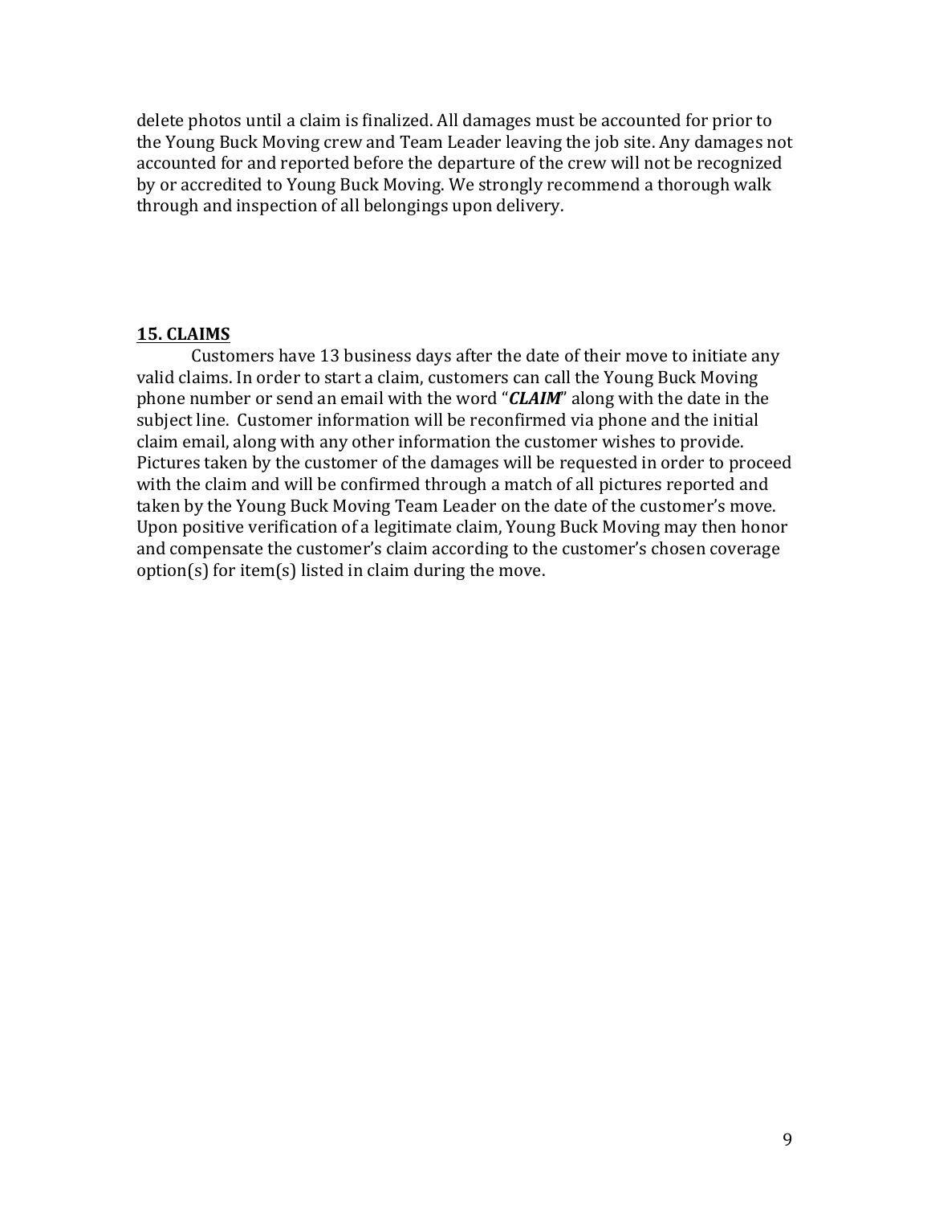delete photos until a claim is finalized. All damages must be accounted for prior to the Young Buck Moving crew and Team Leader leaving the job site. Any damages not accounted for and reported before the departure of the crew will not be recognized by or accredited to Young Buck Moving. We strongly recommend a thorough walk through and inspection of all belongings upon delivery.

## 15. CLAIMS

Customers have 13 business days after the date of their move to initiate any valid claims. In order to start a claim, customers can call the Young Buck Moving phone number or send an email with the word "***CLAIM***" along with the date in the subject line. Customer information will be reconfirmed via phone and the initial claim email, along with any other information the customer wishes to provide. Pictures taken by the customer of the damages will be requested in order to proceed with the claim and will be confirmed through a match of all pictures reported and taken by the Young Buck Moving Team Leader on the date of the customer's move. Upon positive verification of a legitimate claim, Young Buck Moving may then honor and compensate the customer's claim according to the customer's chosen coverage option(s) for item(s) listed in claim during the move.